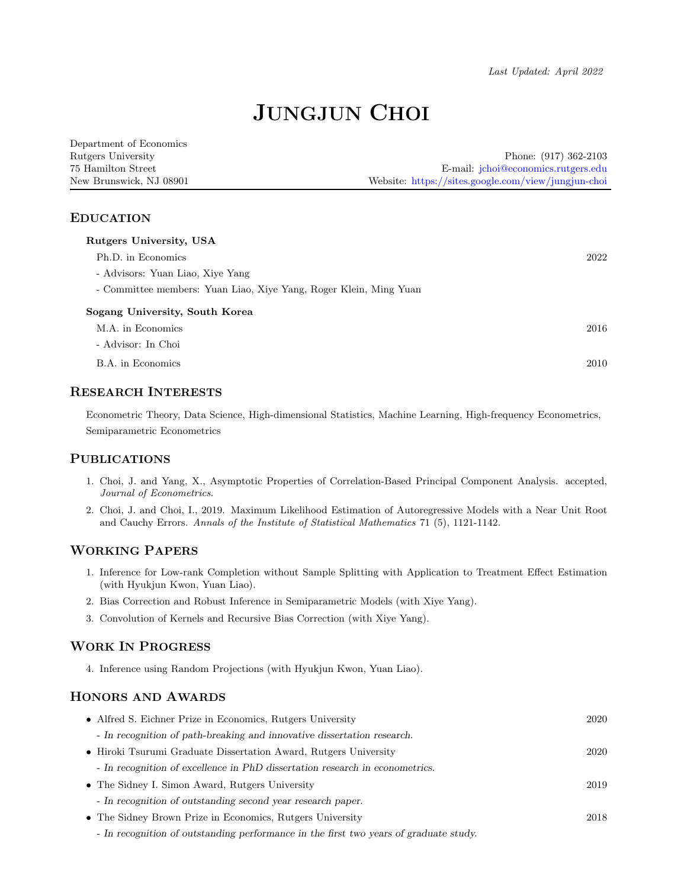*Last Updated: April 2022*

# Jungjun Choi

Department of Economics
Rutgers University
75 Hamilton Street
New Brunswick, NJ 08901

Phone: (917) 362-2103
E-mail: jchoi@economics.rutgers.edu
Website: https://sites.google.com/view/jungjun-choi

## Education

**Rutgers University, USA**

Ph.D. in Economics — 2022

- Advisors: Yuan Liao, Xiye Yang
- Committee members: Yuan Liao, Xiye Yang, Roger Klein, Ming Yuan

**Sogang University, South Korea**

M.A. in Economics — 2016

- Advisor: In Choi

B.A. in Economics — 2010

## Research Interests

Econometric Theory, Data Science, High-dimensional Statistics, Machine Learning, High-frequency Econometrics, Semiparametric Econometrics

## Publications

1. Choi, J. and Yang, X., Asymptotic Properties of Correlation-Based Principal Component Analysis. accepted, *Journal of Econometrics*.
2. Choi, J. and Choi, I., 2019. Maximum Likelihood Estimation of Autoregressive Models with a Near Unit Root and Cauchy Errors. *Annals of the Institute of Statistical Mathematics* 71 (5), 1121-1142.

## Working Papers

1. Inference for Low-rank Completion without Sample Splitting with Application to Treatment Effect Estimation (with Hyukjun Kwon, Yuan Liao).
2. Bias Correction and Robust Inference in Semiparametric Models (with Xiye Yang).
3. Convolution of Kernels and Recursive Bias Correction (with Xiye Yang).

## Work In Progress

4. Inference using Random Projections (with Hyukjun Kwon, Yuan Liao).

## Honors and Awards

- Alfred S. Eichner Prize in Economics, Rutgers University — 2020
  - *In recognition of path-breaking and innovative dissertation research.*
- Hiroki Tsurumi Graduate Dissertation Award, Rutgers University — 2020
  - *In recognition of excellence in PhD dissertation research in econometrics.*
- The Sidney I. Simon Award, Rutgers University — 2019
  - *In recognition of outstanding second year research paper.*
- The Sidney Brown Prize in Economics, Rutgers University — 2018
  - *In recognition of outstanding performance in the first two years of graduate study.*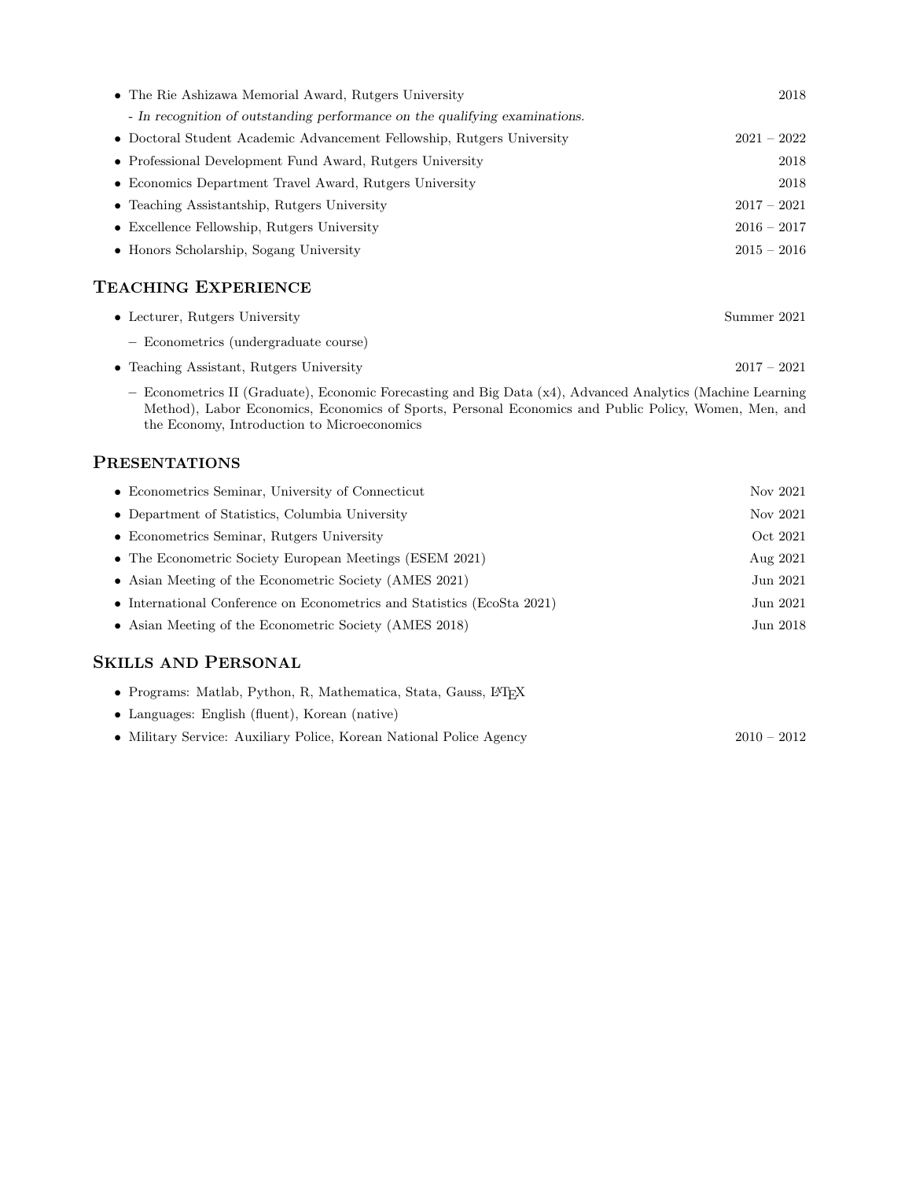- The Rie Ashizawa Memorial Award, Rutgers University 2018
  - *In recognition of outstanding performance on the qualifying examinations.*
- Doctoral Student Academic Advancement Fellowship, Rutgers University 2021 – 2022
- Professional Development Fund Award, Rutgers University 2018
- Economics Department Travel Award, Rutgers University 2018
- Teaching Assistantship, Rutgers University 2017 – 2021
- Excellence Fellowship, Rutgers University 2016 – 2017
- Honors Scholarship, Sogang University 2015 – 2016

## Teaching Experience

- Lecturer, Rutgers University Summer 2021
  - Econometrics (undergraduate course)
- Teaching Assistant, Rutgers University 2017 – 2021
  - Econometrics II (Graduate), Economic Forecasting and Big Data (x4), Advanced Analytics (Machine Learning Method), Labor Economics, Economics of Sports, Personal Economics and Public Policy, Women, Men, and the Economy, Introduction to Microeconomics

## Presentations

- Econometrics Seminar, University of Connecticut Nov 2021
- Department of Statistics, Columbia University Nov 2021
- Econometrics Seminar, Rutgers University Oct 2021
- The Econometric Society European Meetings (ESEM 2021) Aug 2021
- Asian Meeting of the Econometric Society (AMES 2021) Jun 2021
- International Conference on Econometrics and Statistics (EcoSta 2021) Jun 2021
- Asian Meeting of the Econometric Society (AMES 2018) Jun 2018

## Skills and Personal

- Programs: Matlab, Python, R, Mathematica, Stata, Gauss, LaTeX
- Languages: English (fluent), Korean (native)
- Military Service: Auxiliary Police, Korean National Police Agency 2010 – 2012